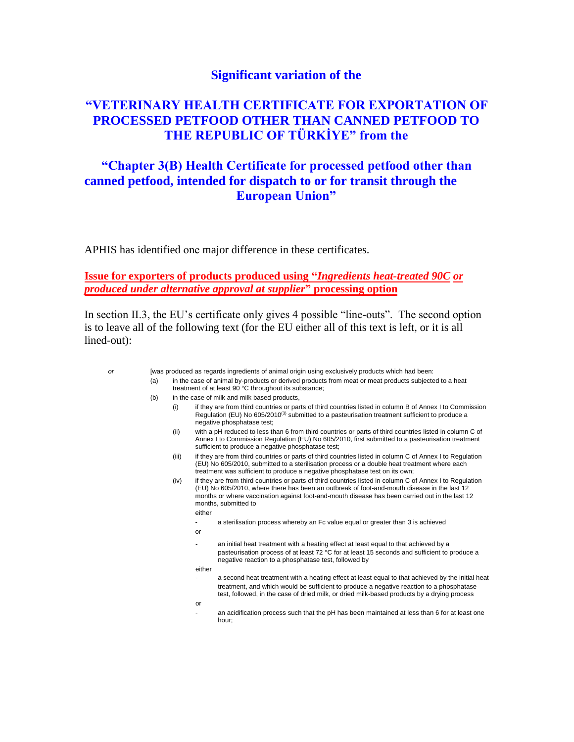# Significant variation of the

# "VETERINARY HEALTH CERTIFICATE FOR EXPORTATION OF PROCESSED PETFOOD OTHER THAN CANNED PETFOOD TO THE REPUBLIC OF TÜRKİYE" from the

# "Chapter 3(B) Health Certificate for processed petfood other than canned petfood, intended for dispatch to or for transit through the European Union"

APHIS has identified one major difference in these certificates.

## Issue for exporters of products produced using "*Ingredients heat-treated 90C or produced under alternative approval at supplier*" processing option

In section II.3, the EU's certificate only gives 4 possible "line-outs". The second option is to leave all of the following text (for the EU either all of this text is left, or it is all lined-out):

*or* [was produced as regards ingredients of animal origin using exclusively products which had been:

(a) in the case of animal by-products or derived products from meat or meat products subjected to a heat treatment of at least 90 °C throughout its substance;

(b) in the case of milk and milk based products,

(i) if they are from third countries or parts of third countries listed in column B of Annex I to Commission Regulation (EU) No 605/2010[3] submitted to a pasteurisation treatment sufficient to produce a negative phosphatase test;

(ii) with a pH reduced to less than 6 from third countries or parts of third countries listed in column C of Annex I to Commission Regulation (EU) No 605/2010, first submitted to a pasteurisation treatment sufficient to produce a negative phosphatase test;

(iii) if they are from third countries or parts of third countries listed in column C of Annex I to Regulation (EU) No 605/2010, submitted to a sterilisation process or a double heat treatment where each treatment was sufficient to produce a negative phosphatase test on its own;

(iv) if they are from third countries or parts of third countries listed in column C of Annex I to Regulation (EU) No 605/2010, where there has been an outbreak of foot-and-mouth disease in the last 12 months or where vaccination against foot-and-mouth disease has been carried out in the last 12 months, submitted to

either

- a sterilisation process whereby an Fc value equal or greater than 3 is achieved

or

- an initial heat treatment with a heating effect at least equal to that achieved by a pasteurisation process of at least 72 °C for at least 15 seconds and sufficient to produce a negative reaction to a phosphatase test, followed by

either

- a second heat treatment with a heating effect at least equal to that achieved by the initial heat treatment, and which would be sufficient to produce a negative reaction to a phosphatase test, followed, in the case of dried milk, or dried milk-based products by a drying process

or

- an acidification process such that the pH has been maintained at less than 6 for at least one hour;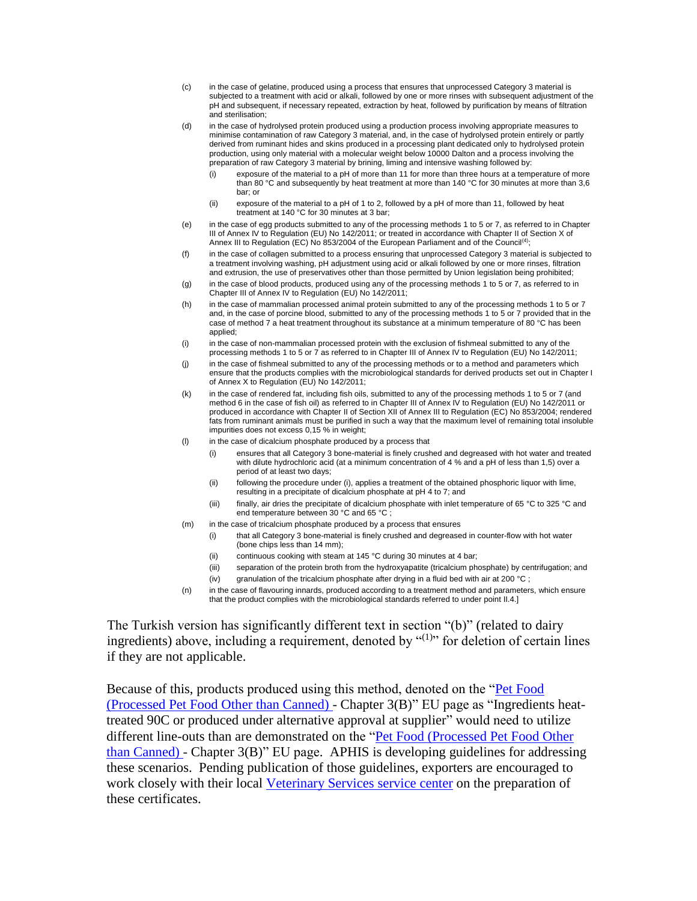(c) in the case of gelatine, produced using a process that ensures that unprocessed Category 3 material is subjected to a treatment with acid or alkali, followed by one or more rinses with subsequent adjustment of the pH and subsequent, if necessary repeated, extraction by heat, followed by purification by means of filtration and sterilisation;

(d) in the case of hydrolysed protein produced using a production process involving appropriate measures to minimise contamination of raw Category 3 material, and, in the case of hydrolysed protein entirely or partly derived from ruminant hides and skins produced in a processing plant dedicated only to hydrolysed protein production, using only material with a molecular weight below 10000 Dalton and a process involving the preparation of raw Category 3 material by brining, liming and intensive washing followed by:

- (i) exposure of the material to a pH of more than 11 for more than three hours at a temperature of more than 80 °C and subsequently by heat treatment at more than 140 °C for 30 minutes at more than 3,6 bar; or
- (ii) exposure of the material to a pH of 1 to 2, followed by a pH of more than 11, followed by heat treatment at 140 °C for 30 minutes at 3 bar;

(e) in the case of egg products submitted to any of the processing methods 1 to 5 or 7, as referred to in Chapter III of Annex IV to Regulation (EU) No 142/2011; or treated in accordance with Chapter II of Section X of Annex III to Regulation (EC) No 853/2004 of the European Parliament and of the Council[4];

(f) in the case of collagen submitted to a process ensuring that unprocessed Category 3 material is subjected to a treatment involving washing, pH adjustment using acid or alkali followed by one or more rinses, filtration and extrusion, the use of preservatives other than those permitted by Union legislation being prohibited;

(g) in the case of blood products, produced using any of the processing methods 1 to 5 or 7, as referred to in Chapter III of Annex IV to Regulation (EU) No 142/2011;

(h) in the case of mammalian processed animal protein submitted to any of the processing methods 1 to 5 or 7 and, in the case of porcine blood, submitted to any of the processing methods 1 to 5 or 7 provided that in the case of method 7 a heat treatment throughout its substance at a minimum temperature of 80 °C has been applied;

(i) in the case of non-mammalian processed protein with the exclusion of fishmeal submitted to any of the processing methods 1 to 5 or 7 as referred to in Chapter III of Annex IV to Regulation (EU) No 142/2011;

(j) in the case of fishmeal submitted to any of the processing methods or to a method and parameters which ensure that the products complies with the microbiological standards for derived products set out in Chapter I of Annex X to Regulation (EU) No 142/2011;

(k) in the case of rendered fat, including fish oils, submitted to any of the processing methods 1 to 5 or 7 (and method 6 in the case of fish oil) as referred to in Chapter III of Annex IV to Regulation (EU) No 142/2011 or produced in accordance with Chapter II of Section XII of Annex III to Regulation (EC) No 853/2004; rendered fats from ruminant animals must be purified in such a way that the maximum level of remaining total insoluble impurities does not excess 0,15 % in weight;

(l) in the case of dicalcium phosphate produced by a process that

- (i) ensures that all Category 3 bone-material is finely crushed and degreased with hot water and treated with dilute hydrochloric acid (at a minimum concentration of 4 % and a pH of less than 1,5) over a period of at least two days;
- (ii) following the procedure under (i), applies a treatment of the obtained phosphoric liquor with lime, resulting in a precipitate of dicalcium phosphate at pH 4 to 7; and
- (iii) finally, air dries the precipitate of dicalcium phosphate with inlet temperature of 65 °C to 325 °C and end temperature between 30 °C and 65 °C ;

(m) in the case of tricalcium phosphate produced by a process that ensures

- (i) that all Category 3 bone-material is finely crushed and degreased in counter-flow with hot water (bone chips less than 14 mm);
- (ii) continuous cooking with steam at 145 °C during 30 minutes at 4 bar;
- (iii) separation of the protein broth from the hydroxyapatite (tricalcium phosphate) by centrifugation; and
- (iv) granulation of the tricalcium phosphate after drying in a fluid bed with air at 200 °C ;

(n) in the case of flavouring innards, produced according to a treatment method and parameters, which ensure that the product complies with the microbiological standards referred to under point II.4.]

The Turkish version has significantly different text in section "(b)" (related to dairy ingredients) above, including a requirement, denoted by "(1)" for deletion of certain lines if they are not applicable.

Because of this, products produced using this method, denoted on the "Pet Food (Processed Pet Food Other than Canned) - Chapter 3(B)" EU page as "Ingredients heat-treated 90C or produced under alternative approval at supplier" would need to utilize different line-outs than are demonstrated on the "Pet Food (Processed Pet Food Other than Canned) - Chapter 3(B)" EU page. APHIS is developing guidelines for addressing these scenarios. Pending publication of those guidelines, exporters are encouraged to work closely with their local Veterinary Services service center on the preparation of these certificates.